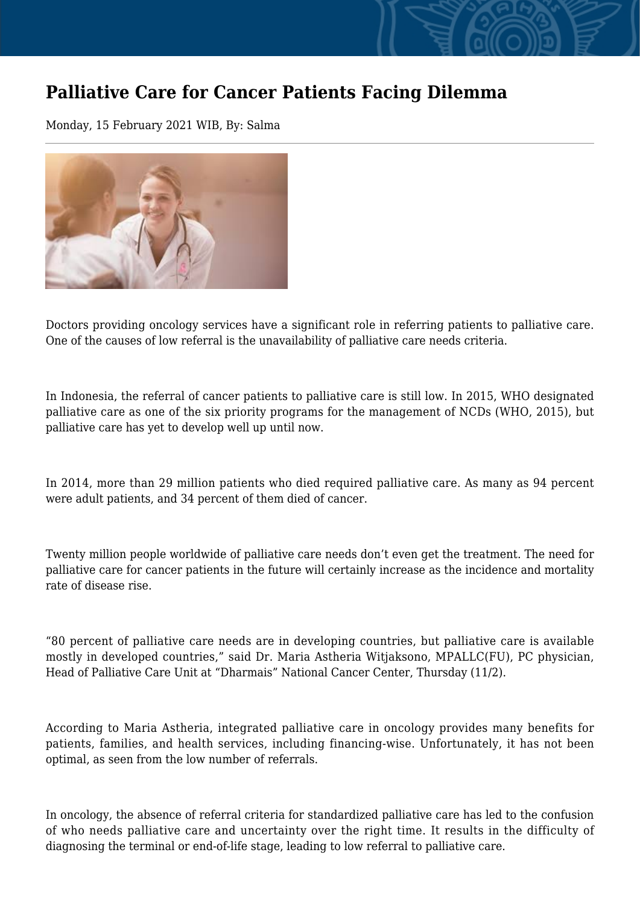# Palliative Care for Cancer Patients Facing Dilemma

Monday, 15 February 2021 WIB, By: Salma

Doctors providing oncology services have a significant role in referring patients to palliative care. One of the causes of low referral is the unavailability of palliative care needs criteria.

In Indonesia, the referral of cancer patients to palliative care is still low. In 2015, WHO designated palliative care as one of the six priority programs for the management of NCDs (WHO, 2015), but palliative care has yet to develop well up until now.

In 2014, more than 29 million patients who died required palliative care. As many as 94 percent were adult patients, and 34 percent of them died of cancer.

Twenty million people worldwide of palliative care needs don't even get the treatment. The need for palliative care for cancer patients in the future will certainly increase as the incidence and mortality rate of disease rise.

"80 percent of palliative care needs are in developing countries, but palliative care is available mostly in developed countries," said Dr. Maria Astheria Witjaksono, MPALLC(FU), PC physician, Head of Palliative Care Unit at "Dharmais" National Cancer Center, Thursday (11/2).

According to Maria Astheria, integrated palliative care in oncology provides many benefits for patients, families, and health services, including financing-wise. Unfortunately, it has not been optimal, as seen from the low number of referrals.

In oncology, the absence of referral criteria for standardized palliative care has led to the confusion of who needs palliative care and uncertainty over the right time. It results in the difficulty of diagnosing the terminal or end-of-life stage, leading to low referral to palliative care.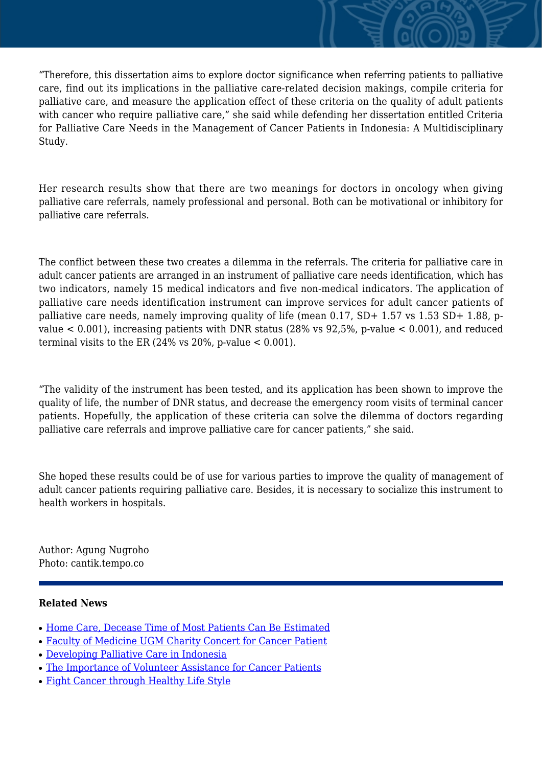"Therefore, this dissertation aims to explore doctor significance when referring patients to palliative care, find out its implications in the palliative care-related decision makings, compile criteria for palliative care, and measure the application effect of these criteria on the quality of adult patients with cancer who require palliative care," she said while defending her dissertation entitled Criteria for Palliative Care Needs in the Management of Cancer Patients in Indonesia: A Multidisciplinary Study.

Her research results show that there are two meanings for doctors in oncology when giving palliative care referrals, namely professional and personal. Both can be motivational or inhibitory for palliative care referrals.

The conflict between these two creates a dilemma in the referrals. The criteria for palliative care in adult cancer patients are arranged in an instrument of palliative care needs identification, which has two indicators, namely 15 medical indicators and five non-medical indicators. The application of palliative care needs identification instrument can improve services for adult cancer patients of palliative care needs, namely improving quality of life (mean 0.17, SD+ 1.57 vs 1.53 SD+ 1.88, p-value < 0.001), increasing patients with DNR status (28% vs 92,5%, p-value < 0.001), and reduced terminal visits to the ER (24% vs 20%, p-value < 0.001).

"The validity of the instrument has been tested, and its application has been shown to improve the quality of life, the number of DNR status, and decrease the emergency room visits of terminal cancer patients. Hopefully, the application of these criteria can solve the dilemma of doctors regarding palliative care referrals and improve palliative care for cancer patients," she said.

She hoped these results could be of use for various parties to improve the quality of management of adult cancer patients requiring palliative care. Besides, it is necessary to socialize this instrument to health workers in hospitals.

Author: Agung Nugroho
Photo: cantik.tempo.co

**Related News**

- Home Care, Decease Time of Most Patients Can Be Estimated
- Faculty of Medicine UGM Charity Concert for Cancer Patient
- Developing Palliative Care in Indonesia
- The Importance of Volunteer Assistance for Cancer Patients
- Fight Cancer through Healthy Life Style